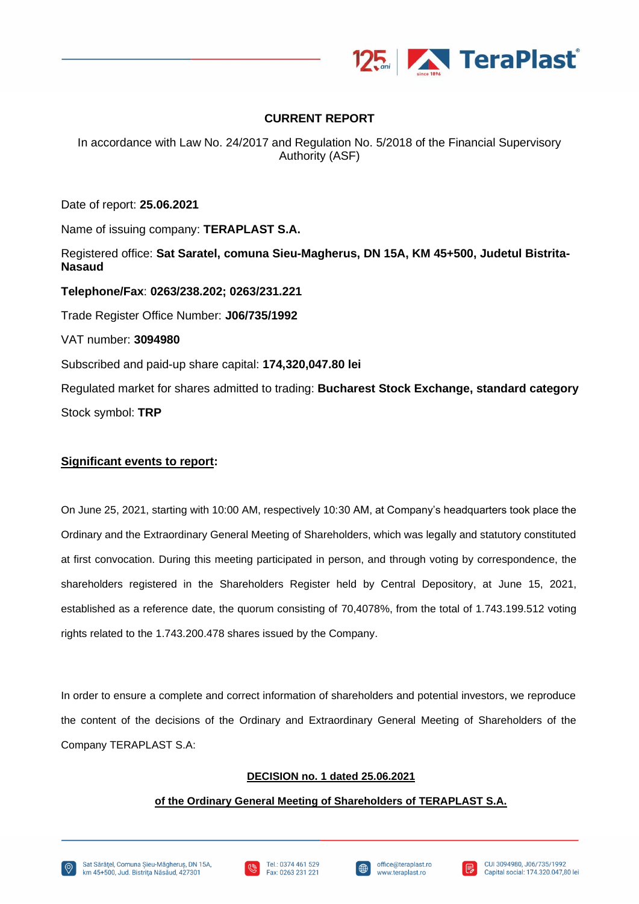**CURRENT REPORT**

In accordance with Law No. 24/2017 and Regulation No. 5/2018 of the Financial Supervisory Authority (ASF)

Date of report: **25.06.2021**

Name of issuing company: **TERAPLAST S.A.**

Registered office: **Sat Saratel, comuna Sieu-Magherus, DN 15A, KM 45+500, Judetul Bistrita-Nasaud**

**Telephone/Fax**: **0263/238.202; 0263/231.221**

Trade Register Office Number: **J06/735/1992**

VAT number: **3094980**

Subscribed and paid-up share capital: **174,320,047.80 lei**

Regulated market for shares admitted to trading: **Bucharest Stock Exchange, standard category**

Stock symbol: **TRP**

**Significant events to report:**

On June 25, 2021, starting with 10:00 AM, respectively 10:30 AM, at Company's headquarters took place the Ordinary and the Extraordinary General Meeting of Shareholders, which was legally and statutory constituted at first convocation. During this meeting participated in person, and through voting by correspondence, the shareholders registered in the Shareholders Register held by Central Depository, at June 15, 2021, established as a reference date, the quorum consisting of 70,4078%, from the total of 1.743.199.512 voting rights related to the 1.743.200.478 shares issued by the Company.

In order to ensure a complete and correct information of shareholders and potential investors, we reproduce the content of the decisions of the Ordinary and Extraordinary General Meeting of Shareholders of the Company TERAPLAST S.A:

**DECISION no. 1 dated 25.06.2021**

**of the Ordinary General Meeting of Shareholders of TERAPLAST S.A.**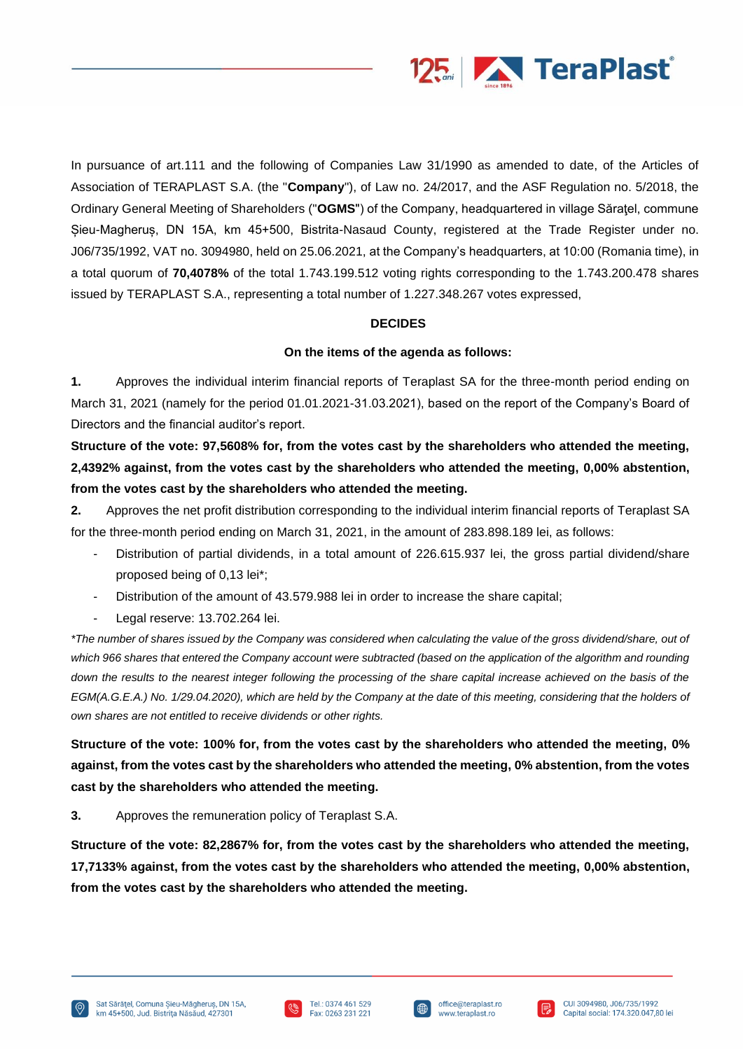In pursuance of art.111 and the following of Companies Law 31/1990 as amended to date, of the Articles of Association of TERAPLAST S.A. (the "**Company**"), of Law no. 24/2017, and the ASF Regulation no. 5/2018, the Ordinary General Meeting of Shareholders ("**OGMS**") of the Company, headquartered in village Sărațel, commune Șieu-Magheruș, DN 15A, km 45+500, Bistrita-Nasaud County, registered at the Trade Register under no. J06/735/1992, VAT no. 3094980, held on 25.06.2021, at the Company's headquarters, at 10:00 (Romania time), in a total quorum of **70,4078%** of the total 1.743.199.512 voting rights corresponding to the 1.743.200.478 shares issued by TERAPLAST S.A., representing a total number of 1.227.348.267 votes expressed,

**DECIDES**

**On the items of the agenda as follows:**

**1.** Approves the individual interim financial reports of Teraplast SA for the three-month period ending on March 31, 2021 (namely for the period 01.01.2021-31.03.2021), based on the report of the Company's Board of Directors and the financial auditor's report.

**Structure of the vote: 97,5608% for, from the votes cast by the shareholders who attended the meeting, 2,4392% against, from the votes cast by the shareholders who attended the meeting, 0,00% abstention, from the votes cast by the shareholders who attended the meeting.**

**2.** Approves the net profit distribution corresponding to the individual interim financial reports of Teraplast SA for the three-month period ending on March 31, 2021, in the amount of 283.898.189 lei, as follows:

- Distribution of partial dividends, in a total amount of 226.615.937 lei, the gross partial dividend/share proposed being of 0,13 lei*;
- Distribution of the amount of 43.579.988 lei in order to increase the share capital;
- Legal reserve: 13.702.264 lei.

*\*The number of shares issued by the Company was considered when calculating the value of the gross dividend/share, out of which 966 shares that entered the Company account were subtracted (based on the application of the algorithm and rounding down the results to the nearest integer following the processing of the share capital increase achieved on the basis of the EGM(A.G.E.A.) No. 1/29.04.2020), which are held by the Company at the date of this meeting, considering that the holders of own shares are not entitled to receive dividends or other rights.*

**Structure of the vote: 100% for, from the votes cast by the shareholders who attended the meeting, 0% against, from the votes cast by the shareholders who attended the meeting, 0% abstention, from the votes cast by the shareholders who attended the meeting.**

**3.** Approves the remuneration policy of Teraplast S.A.

**Structure of the vote: 82,2867% for, from the votes cast by the shareholders who attended the meeting, 17,7133% against, from the votes cast by the shareholders who attended the meeting, 0,00% abstention, from the votes cast by the shareholders who attended the meeting.**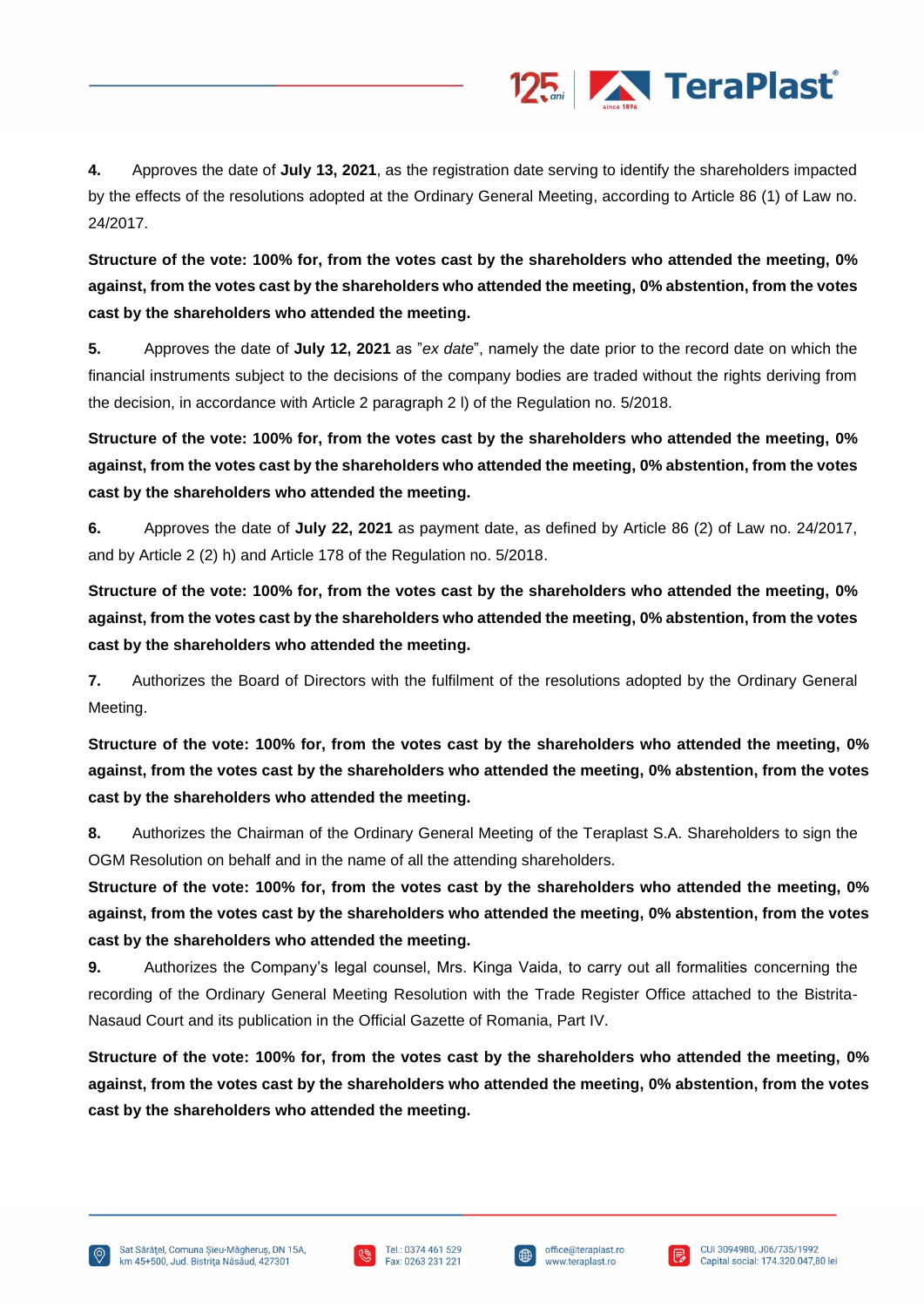**4.** Approves the date of **July 13, 2021**, as the registration date serving to identify the shareholders impacted by the effects of the resolutions adopted at the Ordinary General Meeting, according to Article 86 (1) of Law no. 24/2017.

**Structure of the vote: 100% for, from the votes cast by the shareholders who attended the meeting, 0% against, from the votes cast by the shareholders who attended the meeting, 0% abstention, from the votes cast by the shareholders who attended the meeting.**

**5.** Approves the date of **July 12, 2021** as "*ex date*", namely the date prior to the record date on which the financial instruments subject to the decisions of the company bodies are traded without the rights deriving from the decision, in accordance with Article 2 paragraph 2 l) of the Regulation no. 5/2018.

**Structure of the vote: 100% for, from the votes cast by the shareholders who attended the meeting, 0% against, from the votes cast by the shareholders who attended the meeting, 0% abstention, from the votes cast by the shareholders who attended the meeting.**

**6.** Approves the date of **July 22, 2021** as payment date, as defined by Article 86 (2) of Law no. 24/2017, and by Article 2 (2) h) and Article 178 of the Regulation no. 5/2018.

**Structure of the vote: 100% for, from the votes cast by the shareholders who attended the meeting, 0% against, from the votes cast by the shareholders who attended the meeting, 0% abstention, from the votes cast by the shareholders who attended the meeting.**

**7.** Authorizes the Board of Directors with the fulfilment of the resolutions adopted by the Ordinary General Meeting.

**Structure of the vote: 100% for, from the votes cast by the shareholders who attended the meeting, 0% against, from the votes cast by the shareholders who attended the meeting, 0% abstention, from the votes cast by the shareholders who attended the meeting.**

**8.** Authorizes the Chairman of the Ordinary General Meeting of the Teraplast S.A. Shareholders to sign the OGM Resolution on behalf and in the name of all the attending shareholders.

**Structure of the vote: 100% for, from the votes cast by the shareholders who attended the meeting, 0% against, from the votes cast by the shareholders who attended the meeting, 0% abstention, from the votes cast by the shareholders who attended the meeting.**

**9.** Authorizes the Company's legal counsel, Mrs. Kinga Vaida, to carry out all formalities concerning the recording of the Ordinary General Meeting Resolution with the Trade Register Office attached to the Bistrita-Nasaud Court and its publication in the Official Gazette of Romania, Part IV.

**Structure of the vote: 100% for, from the votes cast by the shareholders who attended the meeting, 0% against, from the votes cast by the shareholders who attended the meeting, 0% abstention, from the votes cast by the shareholders who attended the meeting.**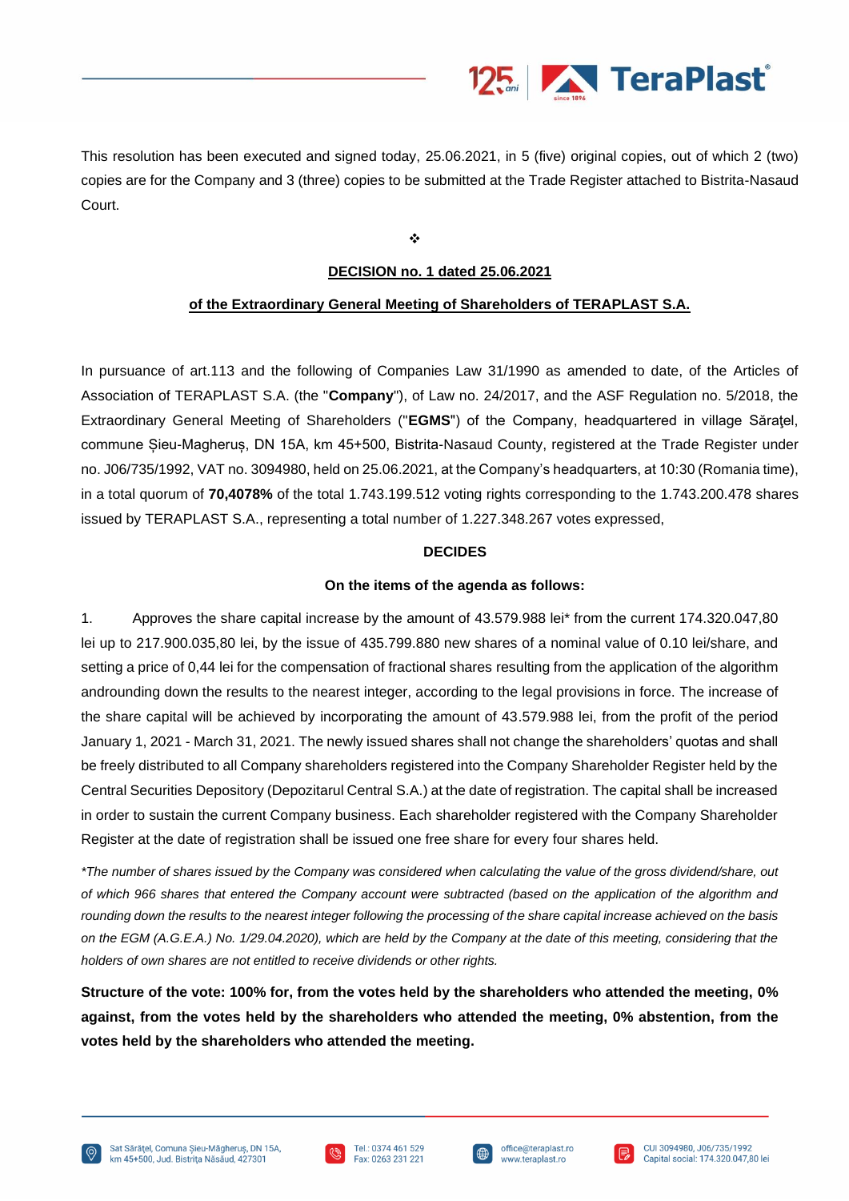This resolution has been executed and signed today, 25.06.2021, in 5 (five) original copies, out of which 2 (two) copies are for the Company and 3 (three) copies to be submitted at the Trade Register attached to Bistrita-Nasaud Court.

❖

**DECISION no. 1 dated 25.06.2021**

**of the Extraordinary General Meeting of Shareholders of TERAPLAST S.A.**

In pursuance of art.113 and the following of Companies Law 31/1990 as amended to date, of the Articles of Association of TERAPLAST S.A. (the "**Company**"), of Law no. 24/2017, and the ASF Regulation no. 5/2018, the Extraordinary General Meeting of Shareholders ("**EGMS**") of the Company, headquartered in village Săraţel, commune Șieu-Magheruș, DN 15A, km 45+500, Bistrita-Nasaud County, registered at the Trade Register under no. J06/735/1992, VAT no. 3094980, held on 25.06.2021, at the Company's headquarters, at 10:30 (Romania time), in a total quorum of **70,4078%** of the total 1.743.199.512 voting rights corresponding to the 1.743.200.478 shares issued by TERAPLAST S.A., representing a total number of 1.227.348.267 votes expressed,

**DECIDES**

**On the items of the agenda as follows:**

1. Approves the share capital increase by the amount of 43.579.988 lei* from the current 174.320.047,80 lei up to 217.900.035,80 lei, by the issue of 435.799.880 new shares of a nominal value of 0.10 lei/share, and setting a price of 0,44 lei for the compensation of fractional shares resulting from the application of the algorithm androunding down the results to the nearest integer, according to the legal provisions in force. The increase of the share capital will be achieved by incorporating the amount of 43.579.988 lei, from the profit of the period January 1, 2021 - March 31, 2021. The newly issued shares shall not change the shareholders' quotas and shall be freely distributed to all Company shareholders registered into the Company Shareholder Register held by the Central Securities Depository (Depozitarul Central S.A.) at the date of registration. The capital shall be increased in order to sustain the current Company business. Each shareholder registered with the Company Shareholder Register at the date of registration shall be issued one free share for every four shares held.

*\*The number of shares issued by the Company was considered when calculating the value of the gross dividend/share, out of which 966 shares that entered the Company account were subtracted (based on the application of the algorithm and rounding down the results to the nearest integer following the processing of the share capital increase achieved on the basis on the EGM (A.G.E.A.) No. 1/29.04.2020), which are held by the Company at the date of this meeting, considering that the holders of own shares are not entitled to receive dividends or other rights.*

**Structure of the vote: 100% for, from the votes held by the shareholders who attended the meeting, 0% against, from the votes held by the shareholders who attended the meeting, 0% abstention, from the votes held by the shareholders who attended the meeting.**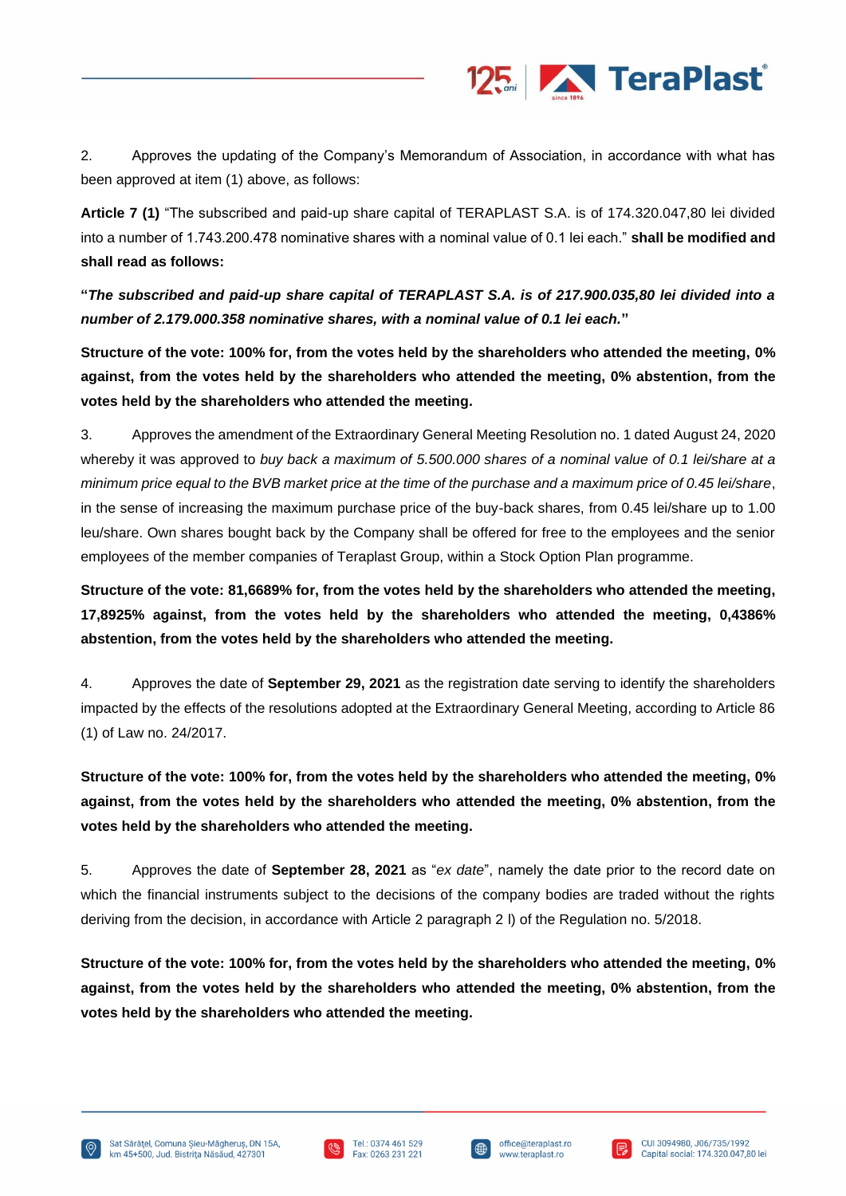2. Approves the updating of the Company's Memorandum of Association, in accordance with what has been approved at item (1) above, as follows:

**Article 7 (1)** "The subscribed and paid-up share capital of TERAPLAST S.A. is of 174.320.047,80 lei divided into a number of 1.743.200.478 nominative shares with a nominal value of 0.1 lei each." **shall be modified and shall read as follows:**

**"*The subscribed and paid-up share capital of TERAPLAST S.A. is of 217.900.035,80 lei divided into a number of 2.179.000.358 nominative shares, with a nominal value of 0.1 lei each.*"**

**Structure of the vote: 100% for, from the votes held by the shareholders who attended the meeting, 0% against, from the votes held by the shareholders who attended the meeting, 0% abstention, from the votes held by the shareholders who attended the meeting.**

3. Approves the amendment of the Extraordinary General Meeting Resolution no. 1 dated August 24, 2020 whereby it was approved to *buy back a maximum of 5.500.000 shares of a nominal value of 0.1 lei/share at a minimum price equal to the BVB market price at the time of the purchase and a maximum price of 0.45 lei/share*, in the sense of increasing the maximum purchase price of the buy-back shares, from 0.45 lei/share up to 1.00 leu/share. Own shares bought back by the Company shall be offered for free to the employees and the senior employees of the member companies of Teraplast Group, within a Stock Option Plan programme.

**Structure of the vote: 81,6689% for, from the votes held by the shareholders who attended the meeting, 17,8925% against, from the votes held by the shareholders who attended the meeting, 0,4386% abstention, from the votes held by the shareholders who attended the meeting.**

4. Approves the date of **September 29, 2021** as the registration date serving to identify the shareholders impacted by the effects of the resolutions adopted at the Extraordinary General Meeting, according to Article 86 (1) of Law no. 24/2017.

**Structure of the vote: 100% for, from the votes held by the shareholders who attended the meeting, 0% against, from the votes held by the shareholders who attended the meeting, 0% abstention, from the votes held by the shareholders who attended the meeting.**

5. Approves the date of **September 28, 2021** as "*ex date*", namely the date prior to the record date on which the financial instruments subject to the decisions of the company bodies are traded without the rights deriving from the decision, in accordance with Article 2 paragraph 2 l) of the Regulation no. 5/2018.

**Structure of the vote: 100% for, from the votes held by the shareholders who attended the meeting, 0% against, from the votes held by the shareholders who attended the meeting, 0% abstention, from the votes held by the shareholders who attended the meeting.**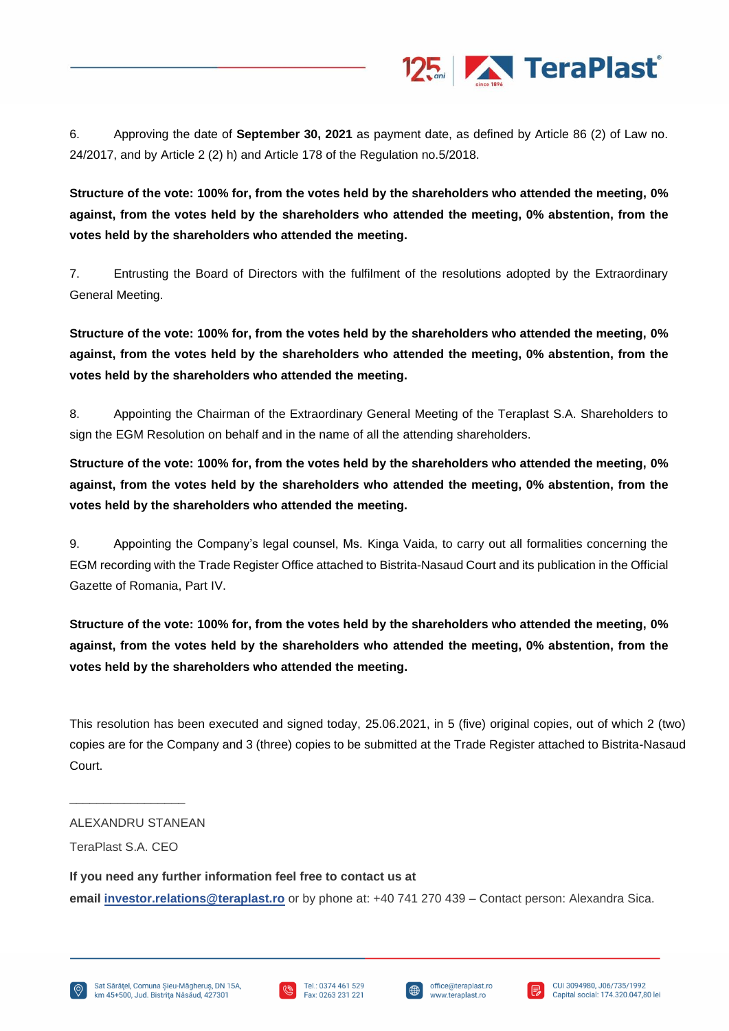6. Approving the date of **September 30, 2021** as payment date, as defined by Article 86 (2) of Law no. 24/2017, and by Article 2 (2) h) and Article 178 of the Regulation no.5/2018.

**Structure of the vote: 100% for, from the votes held by the shareholders who attended the meeting, 0% against, from the votes held by the shareholders who attended the meeting, 0% abstention, from the votes held by the shareholders who attended the meeting.**

7. Entrusting the Board of Directors with the fulfilment of the resolutions adopted by the Extraordinary General Meeting.

**Structure of the vote: 100% for, from the votes held by the shareholders who attended the meeting, 0% against, from the votes held by the shareholders who attended the meeting, 0% abstention, from the votes held by the shareholders who attended the meeting.**

8. Appointing the Chairman of the Extraordinary General Meeting of the Teraplast S.A. Shareholders to sign the EGM Resolution on behalf and in the name of all the attending shareholders.

**Structure of the vote: 100% for, from the votes held by the shareholders who attended the meeting, 0% against, from the votes held by the shareholders who attended the meeting, 0% abstention, from the votes held by the shareholders who attended the meeting.**

9. Appointing the Company's legal counsel, Ms. Kinga Vaida, to carry out all formalities concerning the EGM recording with the Trade Register Office attached to Bistrita-Nasaud Court and its publication in the Official Gazette of Romania, Part IV.

**Structure of the vote: 100% for, from the votes held by the shareholders who attended the meeting, 0% against, from the votes held by the shareholders who attended the meeting, 0% abstention, from the votes held by the shareholders who attended the meeting.**

This resolution has been executed and signed today, 25.06.2021, in 5 (five) original copies, out of which 2 (two) copies are for the Company and 3 (three) copies to be submitted at the Trade Register attached to Bistrita-Nasaud Court.

\_\_\_\_\_\_\_\_\_\_\_\_\_\_\_\_\_\_

ALEXANDRU STANEAN

TeraPlast S.A. CEO

**If you need any further information feel free to contact us at**
**email [investor.relations@teraplast.ro](mailto:investor.relations@teraplast.ro)** or by phone at: +40 741 270 439 – Contact person: Alexandra Sica.